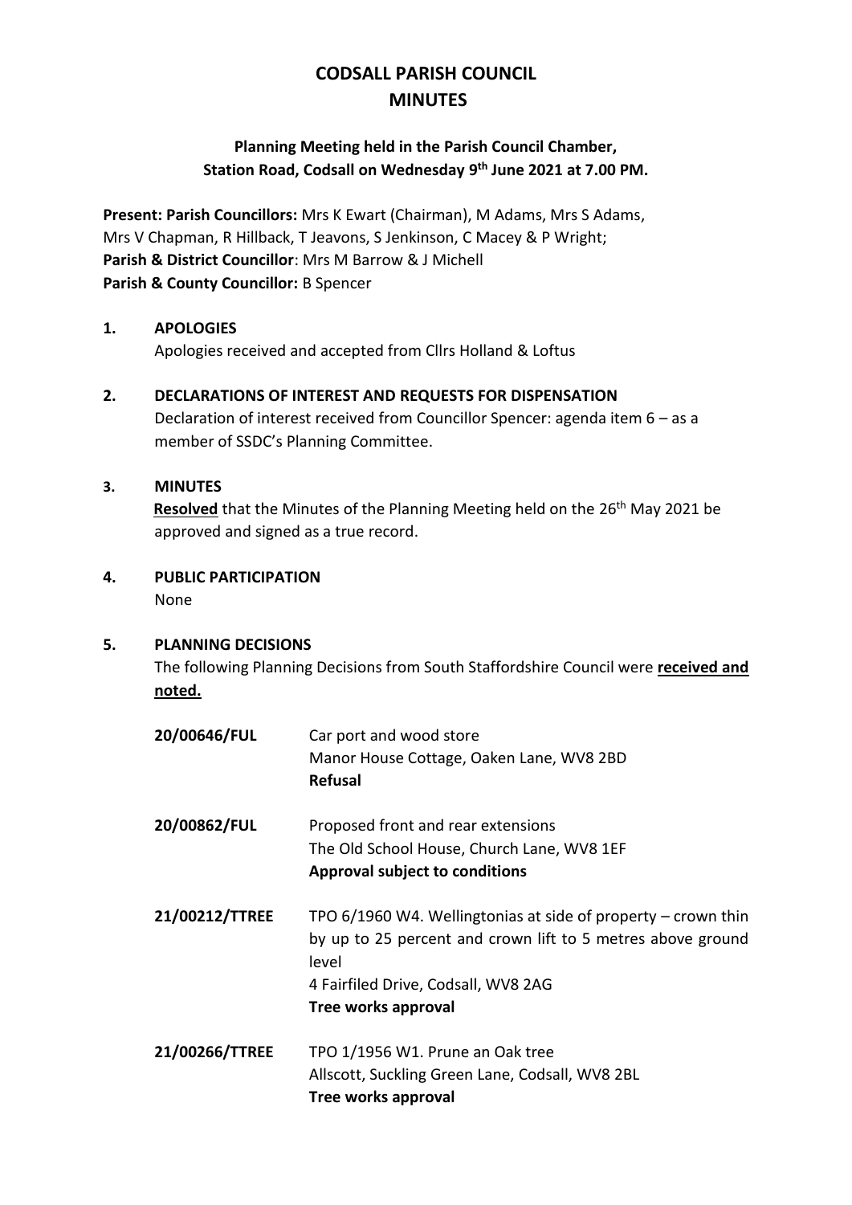# CODSALL PARISH COUNCIL
# MINUTES

## Planning Meeting held in the Parish Council Chamber, Station Road, Codsall on Wednesday 9th June 2021 at 7.00 PM.

**Present: Parish Councillors:** Mrs K Ewart (Chairman), M Adams, Mrs S Adams, Mrs V Chapman, R Hillback, T Jeavons, S Jenkinson, C Macey & P Wright;
**Parish & District Councillor**: Mrs M Barrow & J Michell
**Parish & County Councillor:** B Spencer

**1. APOLOGIES**

Apologies received and accepted from Cllrs Holland & Loftus

**2. DECLARATIONS OF INTEREST AND REQUESTS FOR DISPENSATION**

Declaration of interest received from Councillor Spencer: agenda item 6 – as a member of SSDC's Planning Committee.

**3. MINUTES**

**Resolved** that the Minutes of the Planning Meeting held on the 26th May 2021 be approved and signed as a true record.

**4. PUBLIC PARTICIPATION**

None

**5. PLANNING DECISIONS**

The following Planning Decisions from South Staffordshire Council were **received and noted.**

**20/00646/FUL** — Car port and wood store
Manor House Cottage, Oaken Lane, WV8 2BD
**Refusal**

**20/00862/FUL** — Proposed front and rear extensions
The Old School House, Church Lane, WV8 1EF
**Approval subject to conditions**

**21/00212/TTREE** — TPO 6/1960 W4. Wellingtonias at side of property – crown thin by up to 25 percent and crown lift to 5 metres above ground level
4 Fairfiled Drive, Codsall, WV8 2AG
**Tree works approval**

**21/00266/TTREE** — TPO 1/1956 W1. Prune an Oak tree
Allscott, Suckling Green Lane, Codsall, WV8 2BL
**Tree works approval**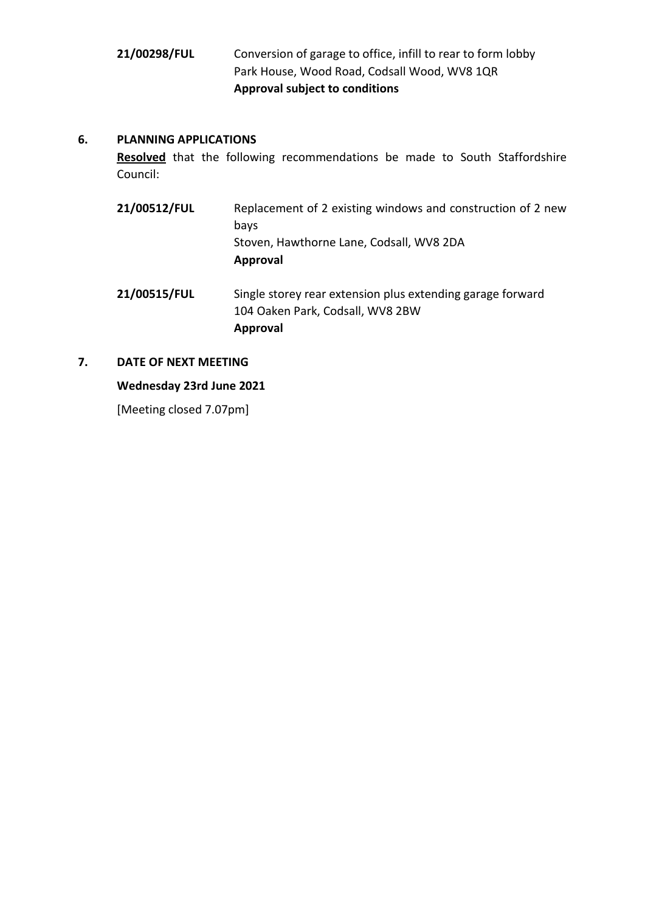**21/00298/FUL** Conversion of garage to office, infill to rear to form lobby
Park House, Wood Road, Codsall Wood, WV8 1QR
**Approval subject to conditions**

## 6. PLANNING APPLICATIONS

**Resolved** that the following recommendations be made to South Staffordshire Council:

**21/00512/FUL** Replacement of 2 existing windows and construction of 2 new bays
Stoven, Hawthorne Lane, Codsall, WV8 2DA
**Approval**

**21/00515/FUL** Single storey rear extension plus extending garage forward
104 Oaken Park, Codsall, WV8 2BW
**Approval**

## 7. DATE OF NEXT MEETING

**Wednesday 23rd June 2021**

[Meeting closed 7.07pm]